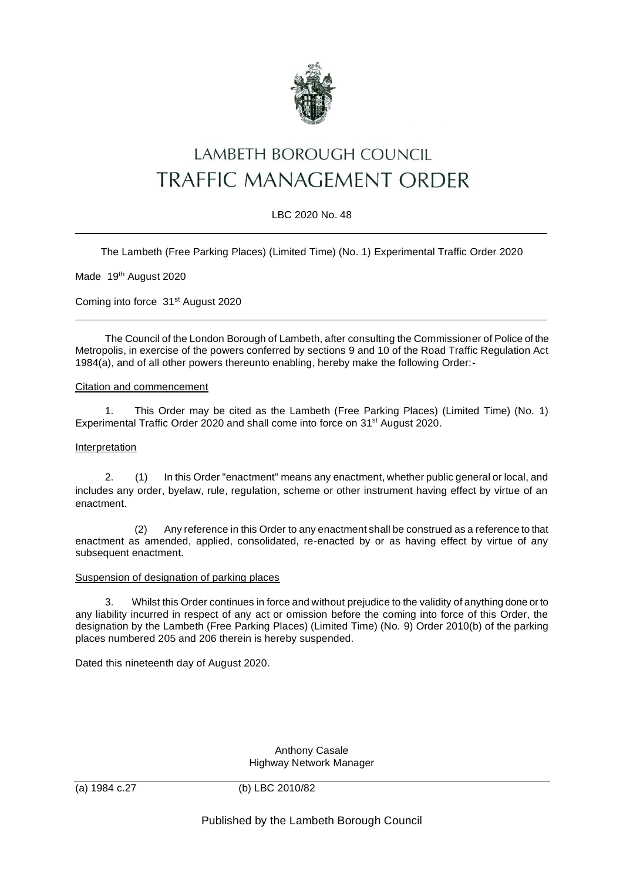# LAMBETH BOROUGH COUNCIL
# TRAFFIC MANAGEMENT ORDER

LBC 2020 No. 48

---

The Lambeth (Free Parking Places) (Limited Time) (No. 1) Experimental Traffic Order 2020

Made 19th August 2020

Coming into force 31st August 2020

---

The Council of the London Borough of Lambeth, after consulting the Commissioner of Police of the Metropolis, in exercise of the powers conferred by sections 9 and 10 of the Road Traffic Regulation Act 1984(a), and of all other powers thereunto enabling, hereby make the following Order:-

Citation and commencement

1. This Order may be cited as the Lambeth (Free Parking Places) (Limited Time) (No. 1) Experimental Traffic Order 2020 and shall come into force on 31st August 2020.

Interpretation

2. (1) In this Order "enactment" means any enactment, whether public general or local, and includes any order, byelaw, rule, regulation, scheme or other instrument having effect by virtue of an enactment.

(2) Any reference in this Order to any enactment shall be construed as a reference to that enactment as amended, applied, consolidated, re-enacted by or as having effect by virtue of any subsequent enactment.

Suspension of designation of parking places

3. Whilst this Order continues in force and without prejudice to the validity of anything done or to any liability incurred in respect of any act or omission before the coming into force of this Order, the designation by the Lambeth (Free Parking Places) (Limited Time) (No. 9) Order 2010(b) of the parking places numbered 205 and 206 therein is hereby suspended.

Dated this nineteenth day of August 2020.

Anthony Casale
Highway Network Manager

---

(a) 1984 c.27 (b) LBC 2010/82

Published by the Lambeth Borough Council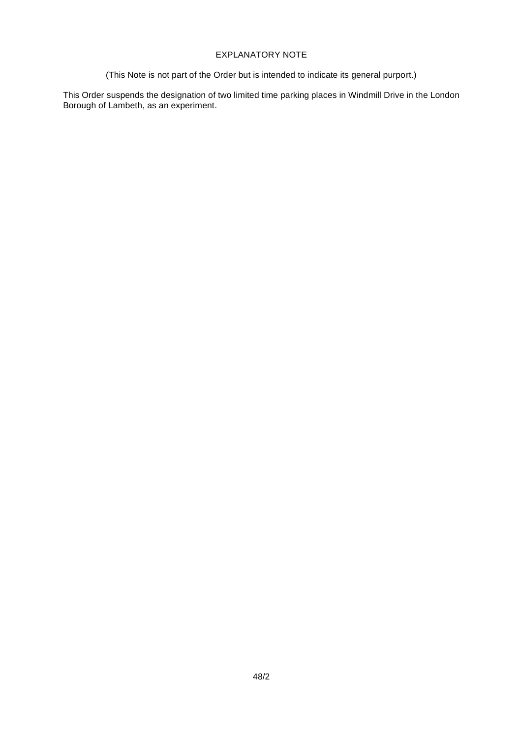EXPLANATORY NOTE

(This Note is not part of the Order but is intended to indicate its general purport.)

This Order suspends the designation of two limited time parking places in Windmill Drive in the London Borough of Lambeth, as an experiment.